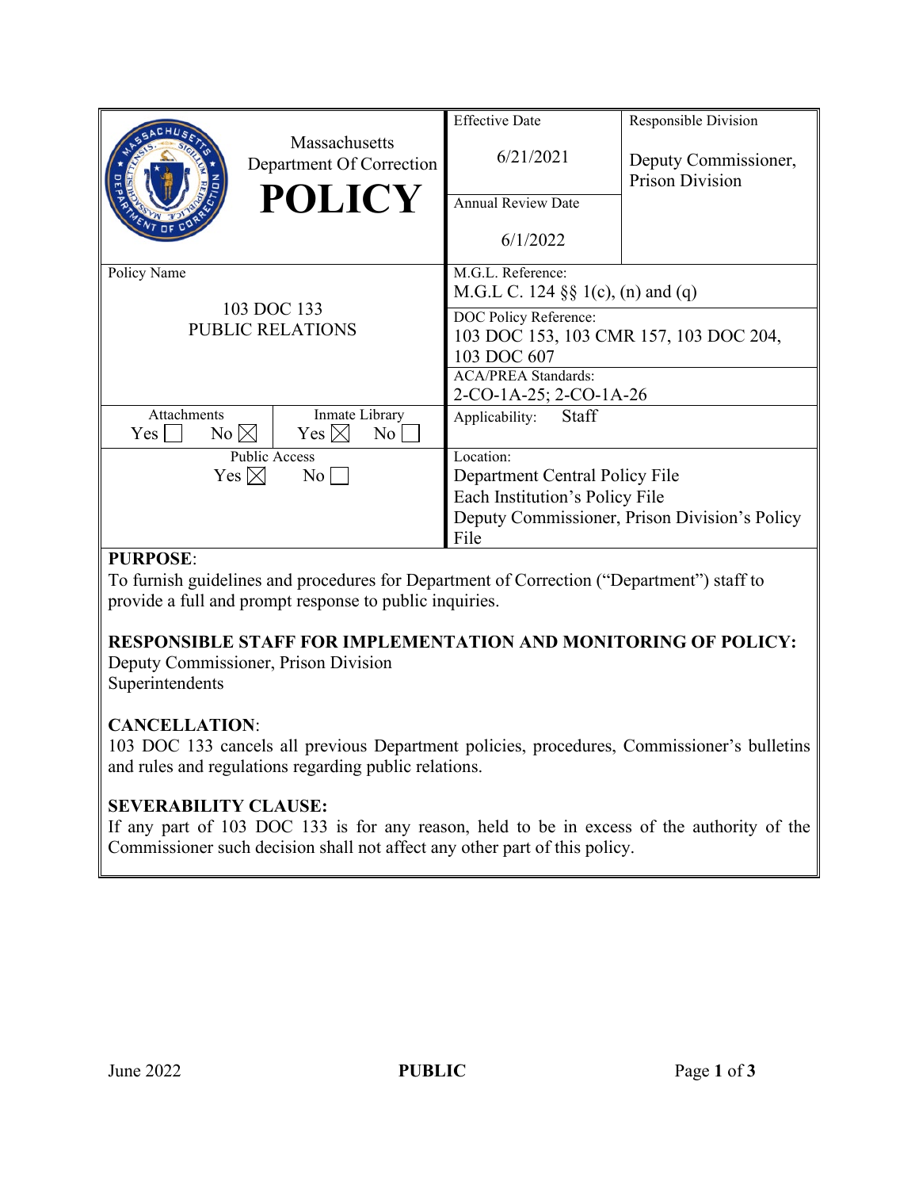| Massachusetts Department Of Correction **POLICY** | Effective Date 6/21/2021 | Responsible Division Deputy Commissioner, Prison Division |
|---|---|---|
| | Annual Review Date 6/1/2022 | |
| Policy Name 103 DOC 133 PUBLIC RELATIONS | M.G.L. Reference: M.G.L C. 124 §§ 1(c), (n) and (q) | |
| | DOC Policy Reference: 103 DOC 153, 103 CMR 157, 103 DOC 204, 103 DOC 607 | |
| | ACA/PREA Standards: 2-CO-1A-25; 2-CO-1A-26 | |
| Attachments Yes ☐ No ☒ / Inmate Library Yes ☒ No ☐ | Applicability: Staff | |
| Public Access Yes ☒ No ☐ | Location: Department Central Policy File; Each Institution's Policy File; Deputy Commissioner, Prison Division's Policy File | |

**PURPOSE**:
To furnish guidelines and procedures for Department of Correction ("Department") staff to provide a full and prompt response to public inquiries.

**RESPONSIBLE STAFF FOR IMPLEMENTATION AND MONITORING OF POLICY:**
Deputy Commissioner, Prison Division
Superintendents

**CANCELLATION**:
103 DOC 133 cancels all previous Department policies, procedures, Commissioner's bulletins and rules and regulations regarding public relations.

**SEVERABILITY CLAUSE:**
If any part of 103 DOC 133 is for any reason, held to be in excess of the authority of the Commissioner such decision shall not affect any other part of this policy.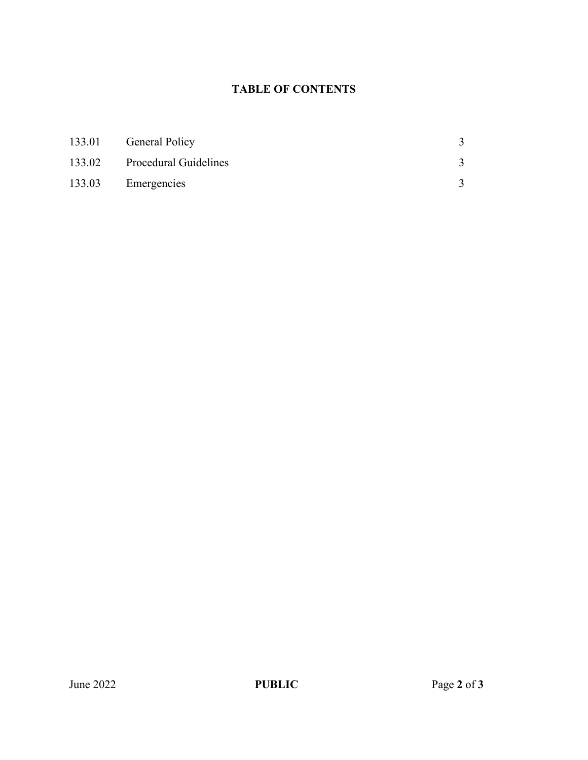# TABLE OF CONTENTS

| | | |
|---|---|---|
| 133.01 | General Policy | 3 |
| 133.02 | Procedural Guidelines | 3 |
| 133.03 | Emergencies | 3 |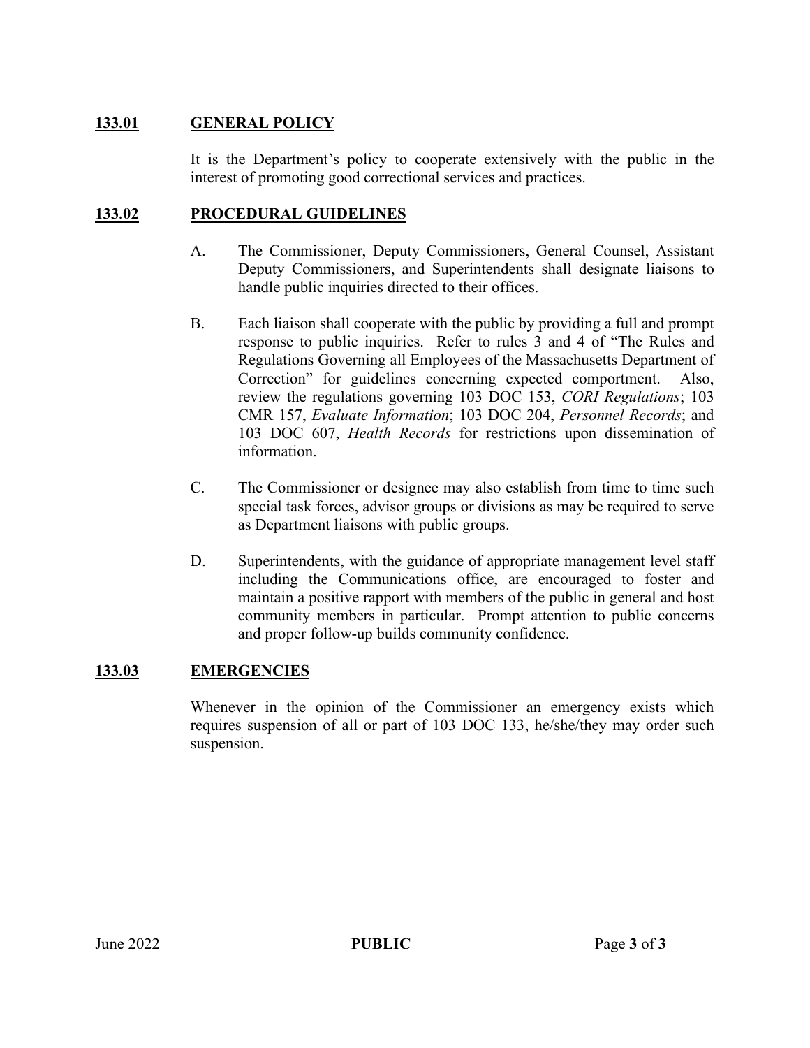## 133.01 GENERAL POLICY

It is the Department's policy to cooperate extensively with the public in the interest of promoting good correctional services and practices.

## 133.02 PROCEDURAL GUIDELINES

A. The Commissioner, Deputy Commissioners, General Counsel, Assistant Deputy Commissioners, and Superintendents shall designate liaisons to handle public inquiries directed to their offices.

B. Each liaison shall cooperate with the public by providing a full and prompt response to public inquiries. Refer to rules 3 and 4 of "The Rules and Regulations Governing all Employees of the Massachusetts Department of Correction" for guidelines concerning expected comportment. Also, review the regulations governing 103 DOC 153, *CORI Regulations*; 103 CMR 157, *Evaluate Information*; 103 DOC 204, *Personnel Records*; and 103 DOC 607, *Health Records* for restrictions upon dissemination of information.

C. The Commissioner or designee may also establish from time to time such special task forces, advisor groups or divisions as may be required to serve as Department liaisons with public groups.

D. Superintendents, with the guidance of appropriate management level staff including the Communications office, are encouraged to foster and maintain a positive rapport with members of the public in general and host community members in particular. Prompt attention to public concerns and proper follow-up builds community confidence.

## 133.03 EMERGENCIES

Whenever in the opinion of the Commissioner an emergency exists which requires suspension of all or part of 103 DOC 133, he/she/they may order such suspension.